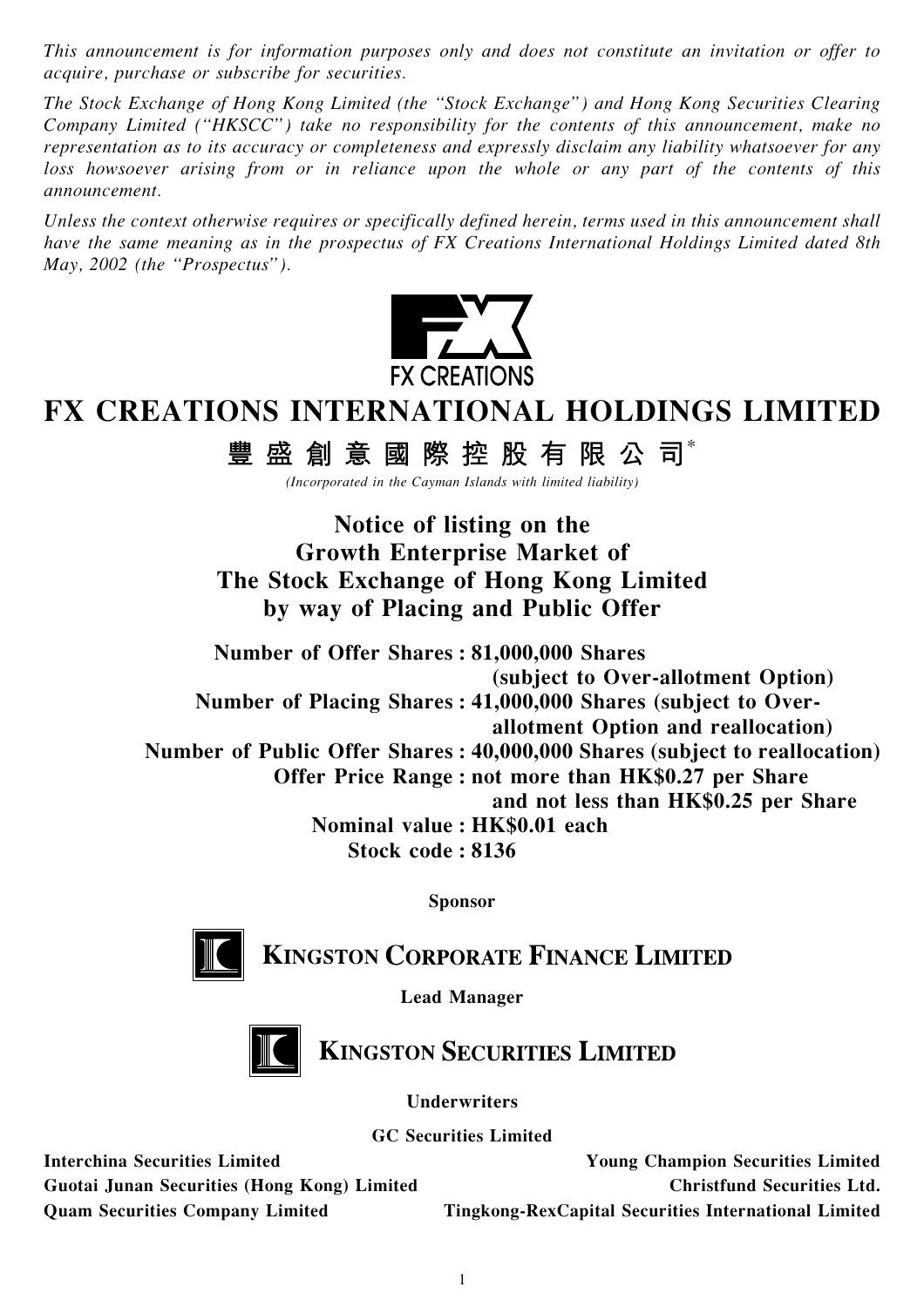*This announcement is for information purposes only and does not constitute an invitation or offer to acquire, purchase or subscribe for securities.*

*The Stock Exchange of Hong Kong Limited (the "Stock Exchange") and Hong Kong Securities Clearing Company Limited ("HKSCC") take no responsibility for the contents of this announcement, make no representation as to its accuracy or completeness and expressly disclaim any liability whatsoever for any loss howsoever arising from or in reliance upon the whole or any part of the contents of this announcement.*

*Unless the context otherwise requires or specifically defined herein, terms used in this announcement shall have the same meaning as in the prospectus of FX Creations International Holdings Limited dated 8th May, 2002 (the "Prospectus").*

FX CREATIONS

# FX CREATIONS INTERNATIONAL HOLDINGS LIMITED

## 豐盛創意國際控股有限公司*

*(Incorporated in the Cayman Islands with limited liability)*

## Notice of listing on the Growth Enterprise Market of The Stock Exchange of Hong Kong Limited by way of Placing and Public Offer

**Number of Offer Shares : 81,000,000 Shares (subject to Over-allotment Option)**
**Number of Placing Shares : 41,000,000 Shares (subject to Over-allotment Option and reallocation)**
**Number of Public Offer Shares : 40,000,000 Shares (subject to reallocation)**
**Offer Price Range : not more than HK$0.27 per Share and not less than HK$0.25 per Share**
**Nominal value : HK$0.01 each**
**Stock code : 8136**

**Sponsor**

**KINGSTON CORPORATE FINANCE LIMITED**

**Lead Manager**

**KINGSTON SECURITIES LIMITED**

**Underwriters**

**GC Securities Limited**

**Interchina Securities Limited**
**Young Champion Securities Limited**
**Guotai Junan Securities (Hong Kong) Limited**
**Christfund Securities Ltd.**
**Quam Securities Company Limited**
**Tingkong-RexCapital Securities International Limited**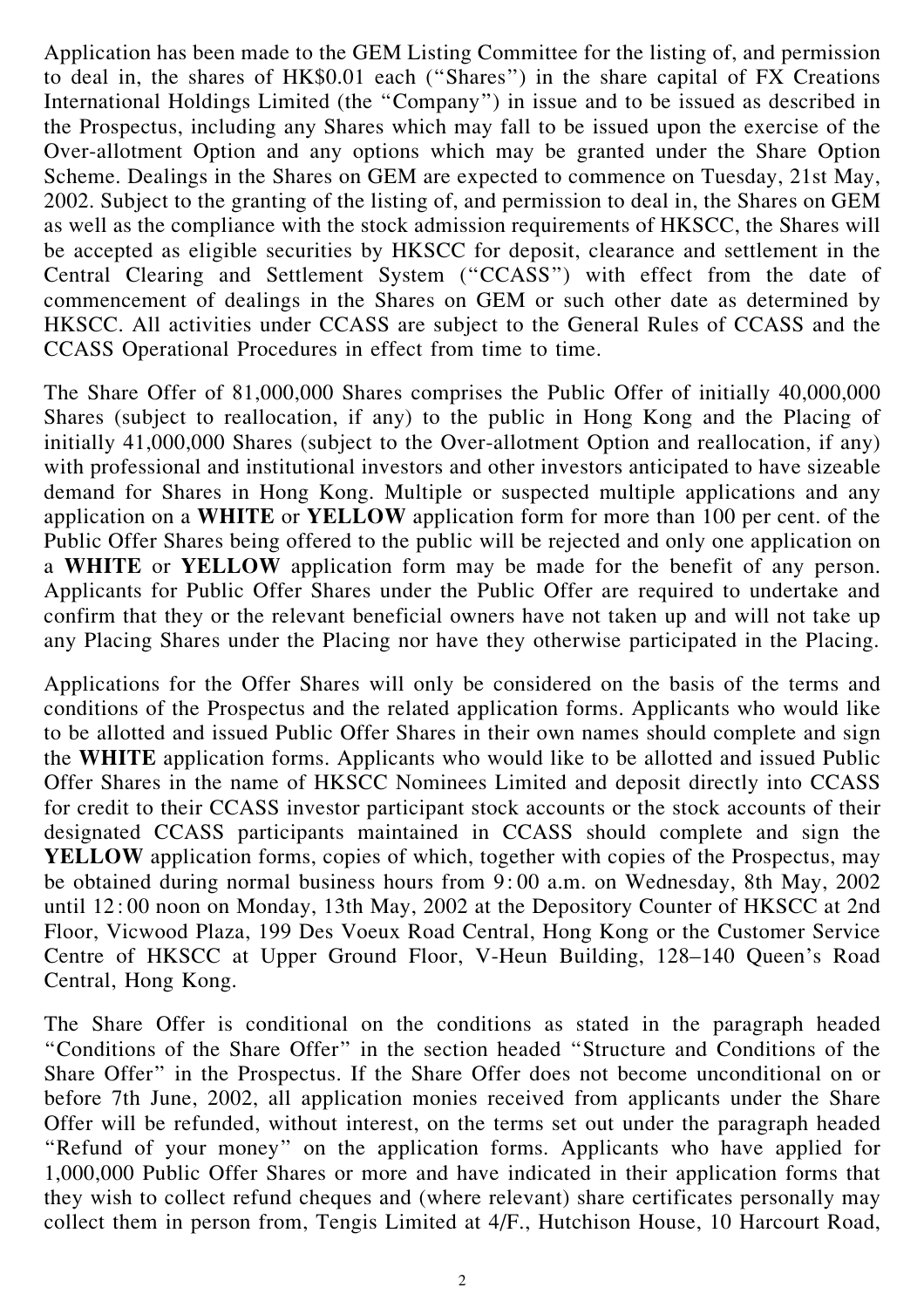Application has been made to the GEM Listing Committee for the listing of, and permission to deal in, the shares of HK$0.01 each ("Shares") in the share capital of FX Creations International Holdings Limited (the "Company") in issue and to be issued as described in the Prospectus, including any Shares which may fall to be issued upon the exercise of the Over-allotment Option and any options which may be granted under the Share Option Scheme. Dealings in the Shares on GEM are expected to commence on Tuesday, 21st May, 2002. Subject to the granting of the listing of, and permission to deal in, the Shares on GEM as well as the compliance with the stock admission requirements of HKSCC, the Shares will be accepted as eligible securities by HKSCC for deposit, clearance and settlement in the Central Clearing and Settlement System ("CCASS") with effect from the date of commencement of dealings in the Shares on GEM or such other date as determined by HKSCC. All activities under CCASS are subject to the General Rules of CCASS and the CCASS Operational Procedures in effect from time to time.

The Share Offer of 81,000,000 Shares comprises the Public Offer of initially 40,000,000 Shares (subject to reallocation, if any) to the public in Hong Kong and the Placing of initially 41,000,000 Shares (subject to the Over-allotment Option and reallocation, if any) with professional and institutional investors and other investors anticipated to have sizeable demand for Shares in Hong Kong. Multiple or suspected multiple applications and any application on a **WHITE** or **YELLOW** application form for more than 100 per cent. of the Public Offer Shares being offered to the public will be rejected and only one application on a **WHITE** or **YELLOW** application form may be made for the benefit of any person. Applicants for Public Offer Shares under the Public Offer are required to undertake and confirm that they or the relevant beneficial owners have not taken up and will not take up any Placing Shares under the Placing nor have they otherwise participated in the Placing.

Applications for the Offer Shares will only be considered on the basis of the terms and conditions of the Prospectus and the related application forms. Applicants who would like to be allotted and issued Public Offer Shares in their own names should complete and sign the **WHITE** application forms. Applicants who would like to be allotted and issued Public Offer Shares in the name of HKSCC Nominees Limited and deposit directly into CCASS for credit to their CCASS investor participant stock accounts or the stock accounts of their designated CCASS participants maintained in CCASS should complete and sign the **YELLOW** application forms, copies of which, together with copies of the Prospectus, may be obtained during normal business hours from 9:00 a.m. on Wednesday, 8th May, 2002 until 12:00 noon on Monday, 13th May, 2002 at the Depository Counter of HKSCC at 2nd Floor, Vicwood Plaza, 199 Des Voeux Road Central, Hong Kong or the Customer Service Centre of HKSCC at Upper Ground Floor, V-Heun Building, 128–140 Queen's Road Central, Hong Kong.

The Share Offer is conditional on the conditions as stated in the paragraph headed "Conditions of the Share Offer" in the section headed "Structure and Conditions of the Share Offer" in the Prospectus. If the Share Offer does not become unconditional on or before 7th June, 2002, all application monies received from applicants under the Share Offer will be refunded, without interest, on the terms set out under the paragraph headed "Refund of your money" on the application forms. Applicants who have applied for 1,000,000 Public Offer Shares or more and have indicated in their application forms that they wish to collect refund cheques and (where relevant) share certificates personally may collect them in person from, Tengis Limited at 4/F., Hutchison House, 10 Harcourt Road,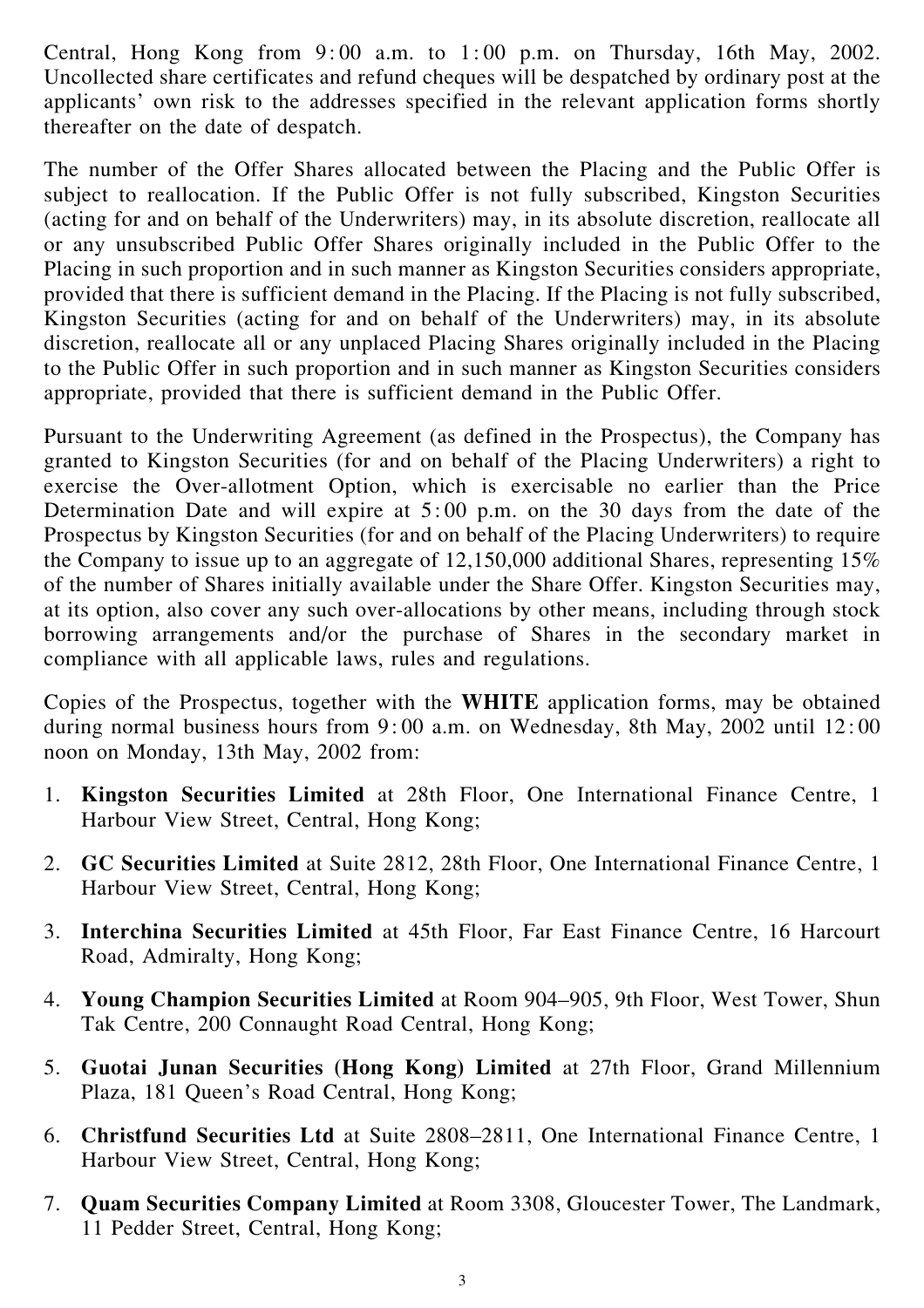Central, Hong Kong from 9:00 a.m. to 1:00 p.m. on Thursday, 16th May, 2002. Uncollected share certificates and refund cheques will be despatched by ordinary post at the applicants' own risk to the addresses specified in the relevant application forms shortly thereafter on the date of despatch.

The number of the Offer Shares allocated between the Placing and the Public Offer is subject to reallocation. If the Public Offer is not fully subscribed, Kingston Securities (acting for and on behalf of the Underwriters) may, in its absolute discretion, reallocate all or any unsubscribed Public Offer Shares originally included in the Public Offer to the Placing in such proportion and in such manner as Kingston Securities considers appropriate, provided that there is sufficient demand in the Placing. If the Placing is not fully subscribed, Kingston Securities (acting for and on behalf of the Underwriters) may, in its absolute discretion, reallocate all or any unplaced Placing Shares originally included in the Placing to the Public Offer in such proportion and in such manner as Kingston Securities considers appropriate, provided that there is sufficient demand in the Public Offer.

Pursuant to the Underwriting Agreement (as defined in the Prospectus), the Company has granted to Kingston Securities (for and on behalf of the Placing Underwriters) a right to exercise the Over-allotment Option, which is exercisable no earlier than the Price Determination Date and will expire at 5:00 p.m. on the 30 days from the date of the Prospectus by Kingston Securities (for and on behalf of the Placing Underwriters) to require the Company to issue up to an aggregate of 12,150,000 additional Shares, representing 15% of the number of Shares initially available under the Share Offer. Kingston Securities may, at its option, also cover any such over-allocations by other means, including through stock borrowing arrangements and/or the purchase of Shares in the secondary market in compliance with all applicable laws, rules and regulations.

Copies of the Prospectus, together with the **WHITE** application forms, may be obtained during normal business hours from 9:00 a.m. on Wednesday, 8th May, 2002 until 12:00 noon on Monday, 13th May, 2002 from:

1. **Kingston Securities Limited** at 28th Floor, One International Finance Centre, 1 Harbour View Street, Central, Hong Kong;
2. **GC Securities Limited** at Suite 2812, 28th Floor, One International Finance Centre, 1 Harbour View Street, Central, Hong Kong;
3. **Interchina Securities Limited** at 45th Floor, Far East Finance Centre, 16 Harcourt Road, Admiralty, Hong Kong;
4. **Young Champion Securities Limited** at Room 904–905, 9th Floor, West Tower, Shun Tak Centre, 200 Connaught Road Central, Hong Kong;
5. **Guotai Junan Securities (Hong Kong) Limited** at 27th Floor, Grand Millennium Plaza, 181 Queen's Road Central, Hong Kong;
6. **Christfund Securities Ltd** at Suite 2808–2811, One International Finance Centre, 1 Harbour View Street, Central, Hong Kong;
7. **Quam Securities Company Limited** at Room 3308, Gloucester Tower, The Landmark, 11 Pedder Street, Central, Hong Kong;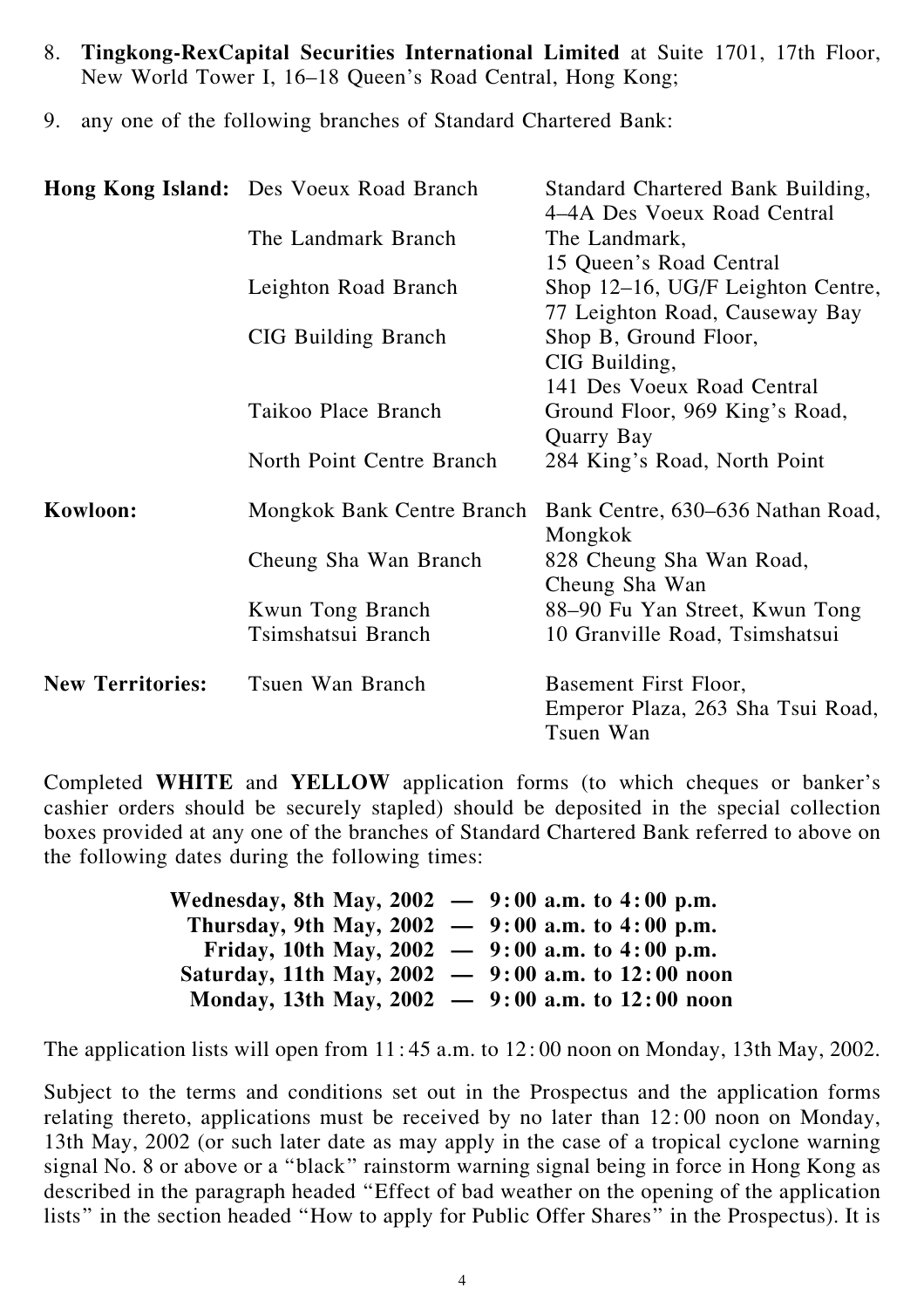8. **Tingkong-RexCapital Securities International Limited** at Suite 1701, 17th Floor, New World Tower I, 16–18 Queen's Road Central, Hong Kong;

9. any one of the following branches of Standard Chartered Bank:

| | | |
|---|---|---|
| **Hong Kong Island:** | Des Voeux Road Branch | Standard Chartered Bank Building, 4–4A Des Voeux Road Central |
| | The Landmark Branch | The Landmark, 15 Queen's Road Central |
| | Leighton Road Branch | Shop 12–16, UG/F Leighton Centre, 77 Leighton Road, Causeway Bay |
| | CIG Building Branch | Shop B, Ground Floor, CIG Building, 141 Des Voeux Road Central |
| | Taikoo Place Branch | Ground Floor, 969 King's Road, Quarry Bay |
| | North Point Centre Branch | 284 King's Road, North Point |
| **Kowloon:** | Mongkok Bank Centre Branch | Bank Centre, 630–636 Nathan Road, Mongkok |
| | Cheung Sha Wan Branch | 828 Cheung Sha Wan Road, Cheung Sha Wan |
| | Kwun Tong Branch | 88–90 Fu Yan Street, Kwun Tong |
| | Tsimshatsui Branch | 10 Granville Road, Tsimshatsui |
| **New Territories:** | Tsuen Wan Branch | Basement First Floor, Emperor Plaza, 263 Sha Tsui Road, Tsuen Wan |

Completed **WHITE** and **YELLOW** application forms (to which cheques or banker's cashier orders should be securely stapled) should be deposited in the special collection boxes provided at any one of the branches of Standard Chartered Bank referred to above on the following dates during the following times:

**Wednesday, 8th May, 2002 — 9:00 a.m. to 4:00 p.m.**
**Thursday, 9th May, 2002 — 9:00 a.m. to 4:00 p.m.**
**Friday, 10th May, 2002 — 9:00 a.m. to 4:00 p.m.**
**Saturday, 11th May, 2002 — 9:00 a.m. to 12:00 noon**
**Monday, 13th May, 2002 — 9:00 a.m. to 12:00 noon**

The application lists will open from 11:45 a.m. to 12:00 noon on Monday, 13th May, 2002.

Subject to the terms and conditions set out in the Prospectus and the application forms relating thereto, applications must be received by no later than 12:00 noon on Monday, 13th May, 2002 (or such later date as may apply in the case of a tropical cyclone warning signal No. 8 or above or a "black" rainstorm warning signal being in force in Hong Kong as described in the paragraph headed "Effect of bad weather on the opening of the application lists" in the section headed "How to apply for Public Offer Shares" in the Prospectus). It is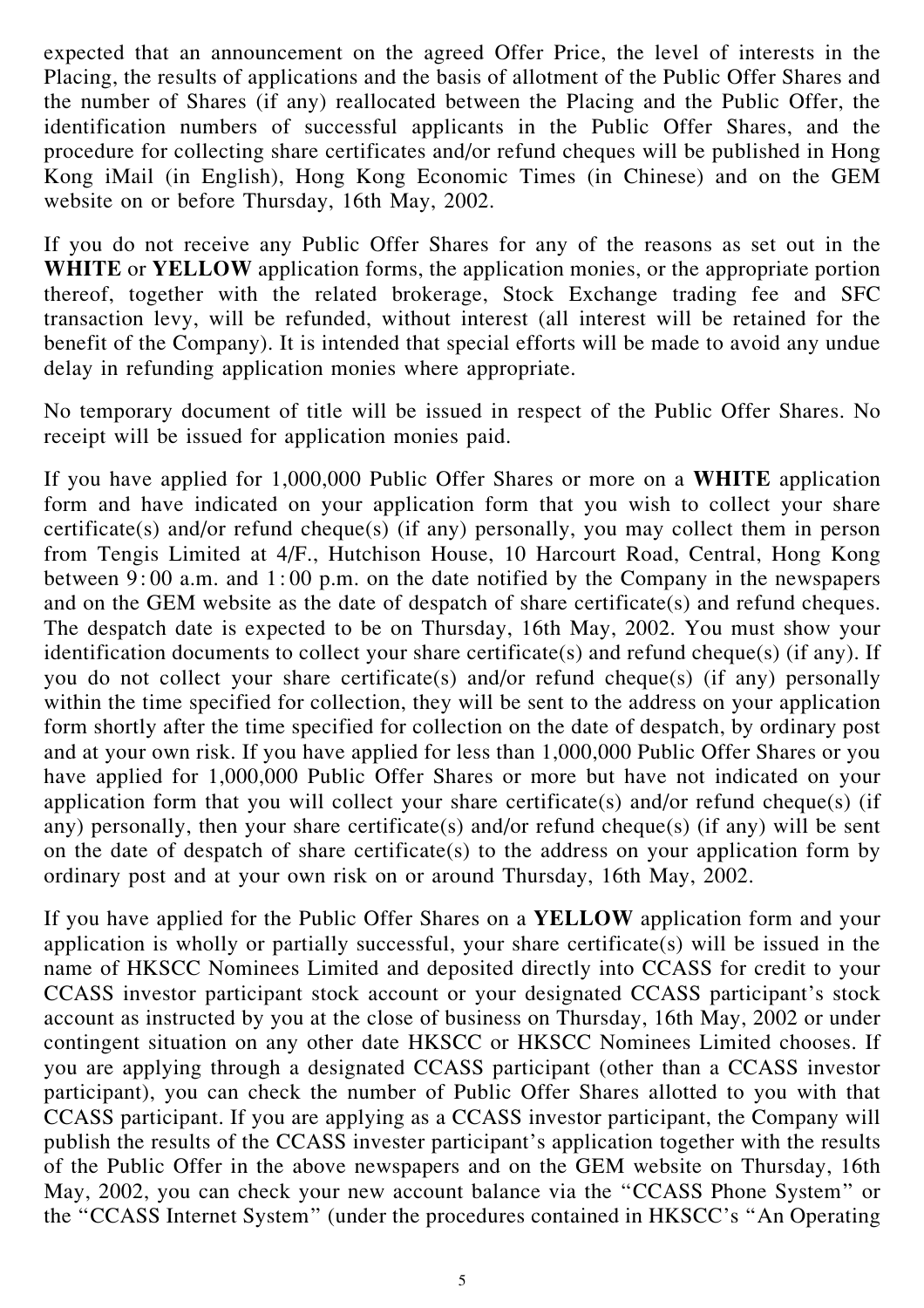expected that an announcement on the agreed Offer Price, the level of interests in the Placing, the results of applications and the basis of allotment of the Public Offer Shares and the number of Shares (if any) reallocated between the Placing and the Public Offer, the identification numbers of successful applicants in the Public Offer Shares, and the procedure for collecting share certificates and/or refund cheques will be published in Hong Kong iMail (in English), Hong Kong Economic Times (in Chinese) and on the GEM website on or before Thursday, 16th May, 2002.

If you do not receive any Public Offer Shares for any of the reasons as set out in the **WHITE** or **YELLOW** application forms, the application monies, or the appropriate portion thereof, together with the related brokerage, Stock Exchange trading fee and SFC transaction levy, will be refunded, without interest (all interest will be retained for the benefit of the Company). It is intended that special efforts will be made to avoid any undue delay in refunding application monies where appropriate.

No temporary document of title will be issued in respect of the Public Offer Shares. No receipt will be issued for application monies paid.

If you have applied for 1,000,000 Public Offer Shares or more on a **WHITE** application form and have indicated on your application form that you wish to collect your share certificate(s) and/or refund cheque(s) (if any) personally, you may collect them in person from Tengis Limited at 4/F., Hutchison House, 10 Harcourt Road, Central, Hong Kong between 9:00 a.m. and 1:00 p.m. on the date notified by the Company in the newspapers and on the GEM website as the date of despatch of share certificate(s) and refund cheques. The despatch date is expected to be on Thursday, 16th May, 2002. You must show your identification documents to collect your share certificate(s) and refund cheque(s) (if any). If you do not collect your share certificate(s) and/or refund cheque(s) (if any) personally within the time specified for collection, they will be sent to the address on your application form shortly after the time specified for collection on the date of despatch, by ordinary post and at your own risk. If you have applied for less than 1,000,000 Public Offer Shares or you have applied for 1,000,000 Public Offer Shares or more but have not indicated on your application form that you will collect your share certificate(s) and/or refund cheque(s) (if any) personally, then your share certificate(s) and/or refund cheque(s) (if any) will be sent on the date of despatch of share certificate(s) to the address on your application form by ordinary post and at your own risk on or around Thursday, 16th May, 2002.

If you have applied for the Public Offer Shares on a **YELLOW** application form and your application is wholly or partially successful, your share certificate(s) will be issued in the name of HKSCC Nominees Limited and deposited directly into CCASS for credit to your CCASS investor participant stock account or your designated CCASS participant's stock account as instructed by you at the close of business on Thursday, 16th May, 2002 or under contingent situation on any other date HKSCC or HKSCC Nominees Limited chooses. If you are applying through a designated CCASS participant (other than a CCASS investor participant), you can check the number of Public Offer Shares allotted to you with that CCASS participant. If you are applying as a CCASS investor participant, the Company will publish the results of the CCASS invester participant's application together with the results of the Public Offer in the above newspapers and on the GEM website on Thursday, 16th May, 2002, you can check your new account balance via the "CCASS Phone System" or the "CCASS Internet System" (under the procedures contained in HKSCC's "An Operating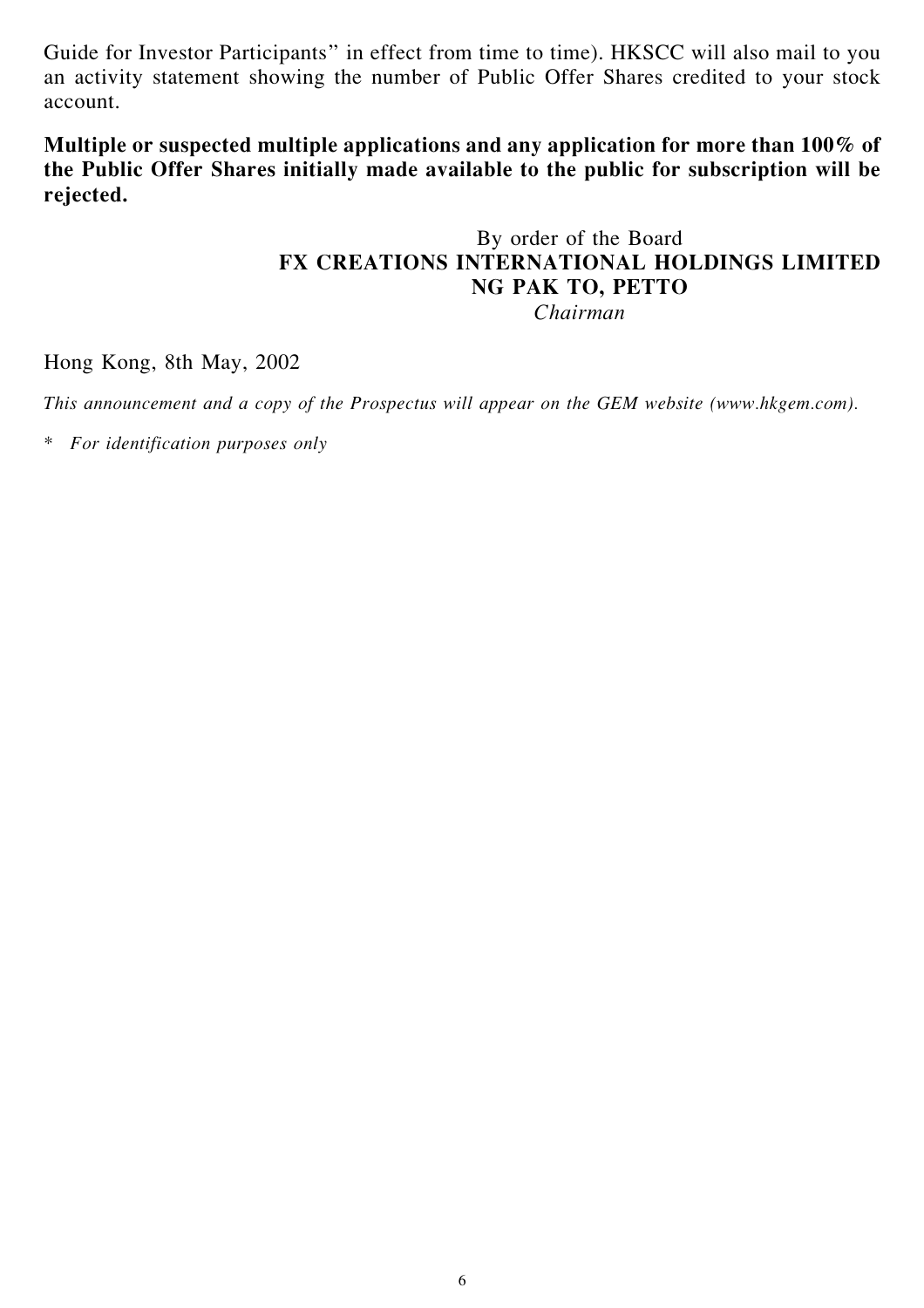Guide for Investor Participants" in effect from time to time). HKSCC will also mail to you an activity statement showing the number of Public Offer Shares credited to your stock account.

**Multiple or suspected multiple applications and any application for more than 100% of the Public Offer Shares initially made available to the public for subscription will be rejected.**

By order of the Board
**FX CREATIONS INTERNATIONAL HOLDINGS LIMITED**
**NG PAK TO, PETTO**
*Chairman*

Hong Kong, 8th May, 2002

*This announcement and a copy of the Prospectus will appear on the GEM website (www.hkgem.com).*

* *For identification purposes only*